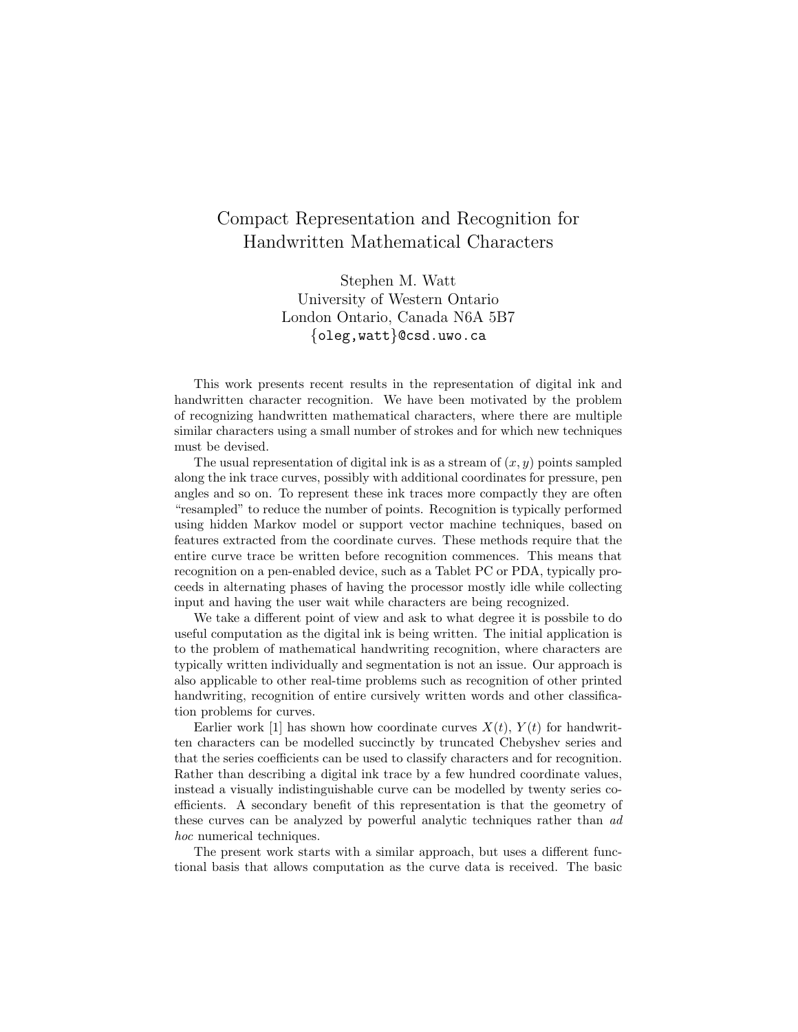# Compact Representation and Recognition for Handwritten Mathematical Characters

Stephen M. Watt
University of Western Ontario
London Ontario, Canada N6A 5B7
{oleg,watt}@csd.uwo.ca

This work presents recent results in the representation of digital ink and handwritten character recognition. We have been motivated by the problem of recognizing handwritten mathematical characters, where there are multiple similar characters using a small number of strokes and for which new techniques must be devised.

The usual representation of digital ink is as a stream of $(x, y)$ points sampled along the ink trace curves, possibly with additional coordinates for pressure, pen angles and so on. To represent these ink traces more compactly they are often "resampled" to reduce the number of points. Recognition is typically performed using hidden Markov model or support vector machine techniques, based on features extracted from the coordinate curves. These methods require that the entire curve trace be written before recognition commences. This means that recognition on a pen-enabled device, such as a Tablet PC or PDA, typically proceeds in alternating phases of having the processor mostly idle while collecting input and having the user wait while characters are being recognized.

We take a different point of view and ask to what degree it is possbile to do useful computation as the digital ink is being written. The initial application is to the problem of mathematical handwriting recognition, where characters are typically written individually and segmentation is not an issue. Our approach is also applicable to other real-time problems such as recognition of other printed handwriting, recognition of entire cursively written words and other classification problems for curves.

Earlier work [1] has shown how coordinate curves $X(t)$, $Y(t)$ for handwritten characters can be modelled succinctly by truncated Chebyshev series and that the series coefficients can be used to classify characters and for recognition. Rather than describing a digital ink trace by a few hundred coordinate values, instead a visually indistinguishable curve can be modelled by twenty series coefficients. A secondary benefit of this representation is that the geometry of these curves can be analyzed by powerful analytic techniques rather than *ad hoc* numerical techniques.

The present work starts with a similar approach, but uses a different functional basis that allows computation as the curve data is received. The basic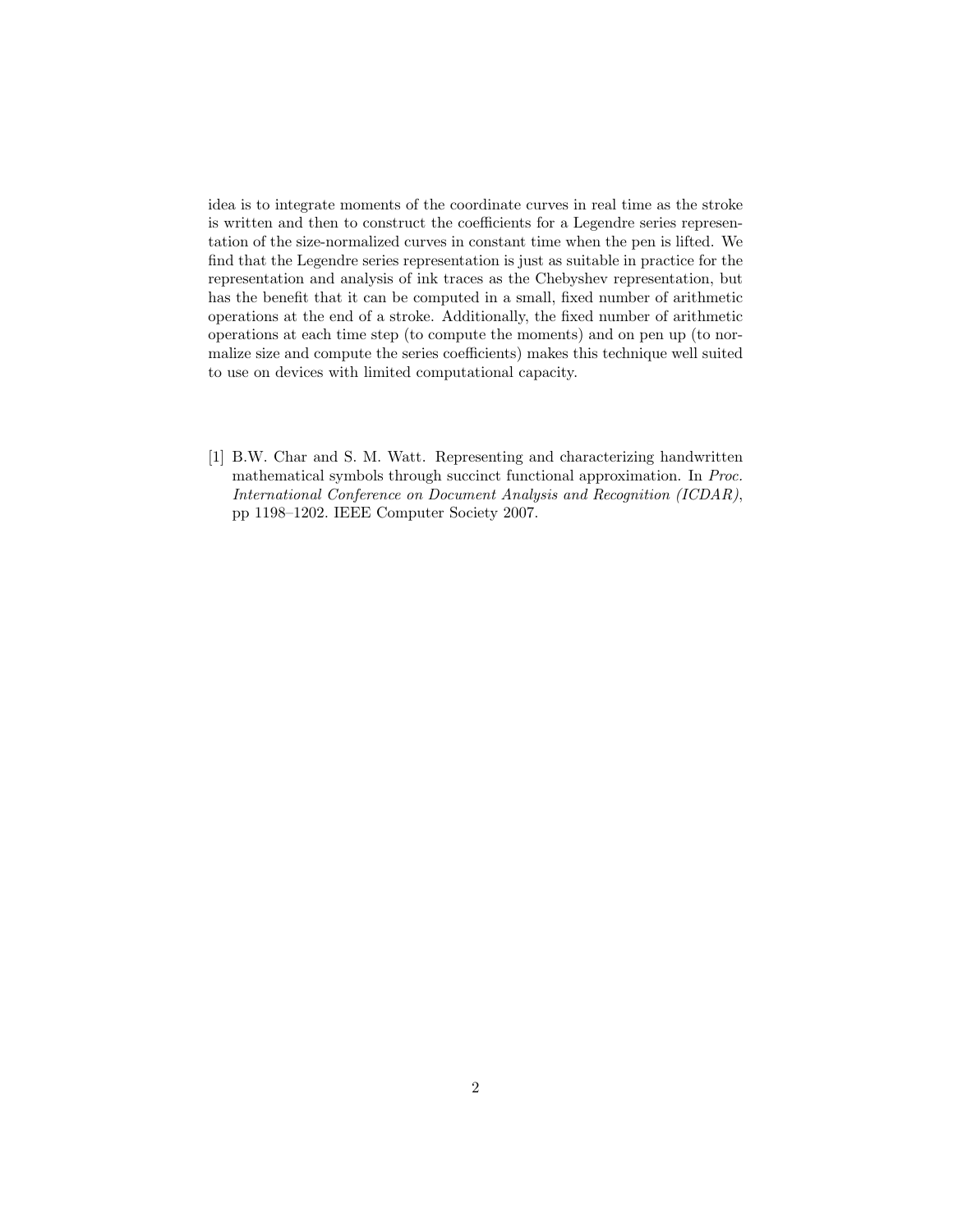idea is to integrate moments of the coordinate curves in real time as the stroke is written and then to construct the coefficients for a Legendre series representation of the size-normalized curves in constant time when the pen is lifted. We find that the Legendre series representation is just as suitable in practice for the representation and analysis of ink traces as the Chebyshev representation, but has the benefit that it can be computed in a small, fixed number of arithmetic operations at the end of a stroke. Additionally, the fixed number of arithmetic operations at each time step (to compute the moments) and on pen up (to normalize size and compute the series coefficients) makes this technique well suited to use on devices with limited computational capacity.

[1] B.W. Char and S. M. Watt. Representing and characterizing handwritten mathematical symbols through succinct functional approximation. In *Proc. International Conference on Document Analysis and Recognition (ICDAR)*, pp 1198–1202. IEEE Computer Society 2007.